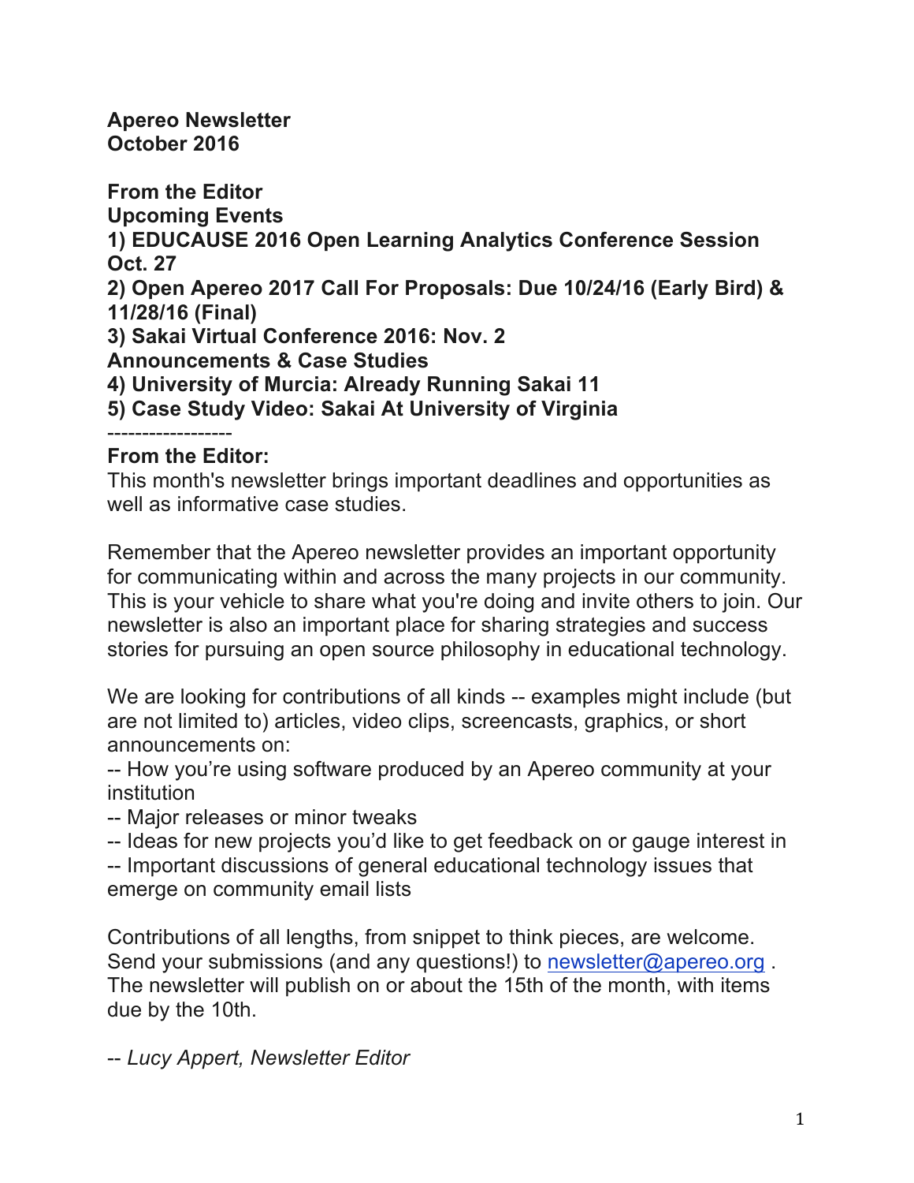**Apereo Newsletter**
**October 2016**

**From the Editor**
**Upcoming Events**
**1) EDUCAUSE 2016 Open Learning Analytics Conference Session Oct. 27**
**2) Open Apereo 2017 Call For Proposals: Due 10/24/16 (Early Bird) & 11/28/16 (Final)**
**3) Sakai Virtual Conference 2016: Nov. 2**
**Announcements & Case Studies**
**4) University of Murcia: Already Running Sakai 11**
**5) Case Study Video: Sakai At University of Virginia**

------------------

**From the Editor:**

This month's newsletter brings important deadlines and opportunities as well as informative case studies.

Remember that the Apereo newsletter provides an important opportunity for communicating within and across the many projects in our community. This is your vehicle to share what you're doing and invite others to join. Our newsletter is also an important place for sharing strategies and success stories for pursuing an open source philosophy in educational technology.

We are looking for contributions of all kinds -- examples might include (but are not limited to) articles, video clips, screencasts, graphics, or short announcements on:

-- How you're using software produced by an Apereo community at your institution
-- Major releases or minor tweaks
-- Ideas for new projects you'd like to get feedback on or gauge interest in
-- Important discussions of general educational technology issues that emerge on community email lists

Contributions of all lengths, from snippet to think pieces, are welcome. Send your submissions (and any questions!) to newsletter@apereo.org . The newsletter will publish on or about the 15th of the month, with items due by the 10th.

-- *Lucy Appert, Newsletter Editor*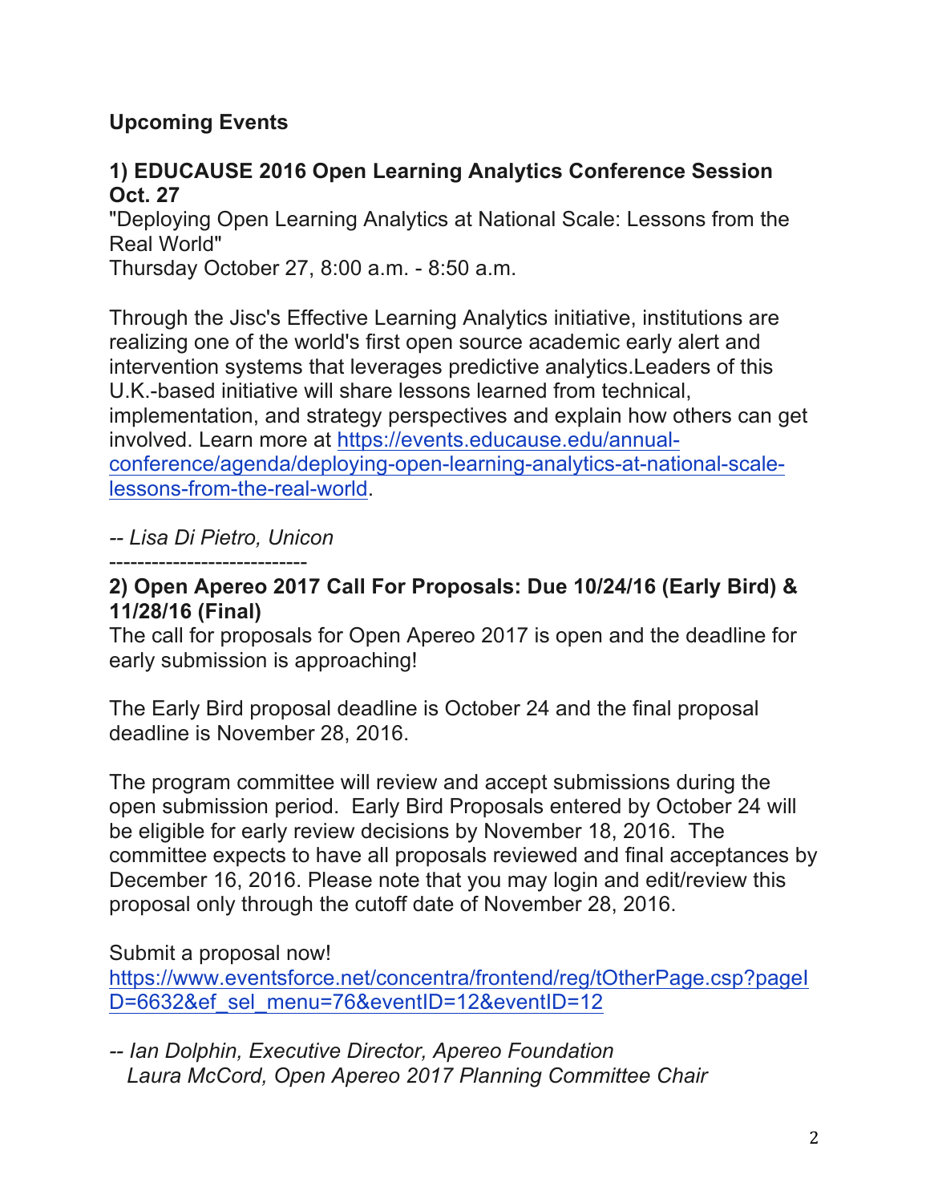## Upcoming Events

### 1) EDUCAUSE 2016 Open Learning Analytics Conference Session Oct. 27

"Deploying Open Learning Analytics at National Scale: Lessons from the Real World"
Thursday October 27, 8:00 a.m. - 8:50 a.m.

Through the Jisc's Effective Learning Analytics initiative, institutions are realizing one of the world's first open source academic early alert and intervention systems that leverages predictive analytics.Leaders of this U.K.-based initiative will share lessons learned from technical, implementation, and strategy perspectives and explain how others can get involved. Learn more at https://events.educause.edu/annual-conference/agenda/deploying-open-learning-analytics-at-national-scale-lessons-from-the-real-world.

*-- Lisa Di Pietro, Unicon*

----------------------------

### 2) Open Apereo 2017 Call For Proposals: Due 10/24/16 (Early Bird) & 11/28/16 (Final)

The call for proposals for Open Apereo 2017 is open and the deadline for early submission is approaching!

The Early Bird proposal deadline is October 24 and the final proposal deadline is November 28, 2016.

The program committee will review and accept submissions during the open submission period. Early Bird Proposals entered by October 24 will be eligible for early review decisions by November 18, 2016. The committee expects to have all proposals reviewed and final acceptances by December 16, 2016. Please note that you may login and edit/review this proposal only through the cutoff date of November 28, 2016.

Submit a proposal now!
https://www.eventsforce.net/concentra/frontend/reg/tOtherPage.csp?pageID=6632&ef_sel_menu=76&eventID=12&eventID=12

*-- Ian Dolphin, Executive Director, Apereo Foundation*
*Laura McCord, Open Apereo 2017 Planning Committee Chair*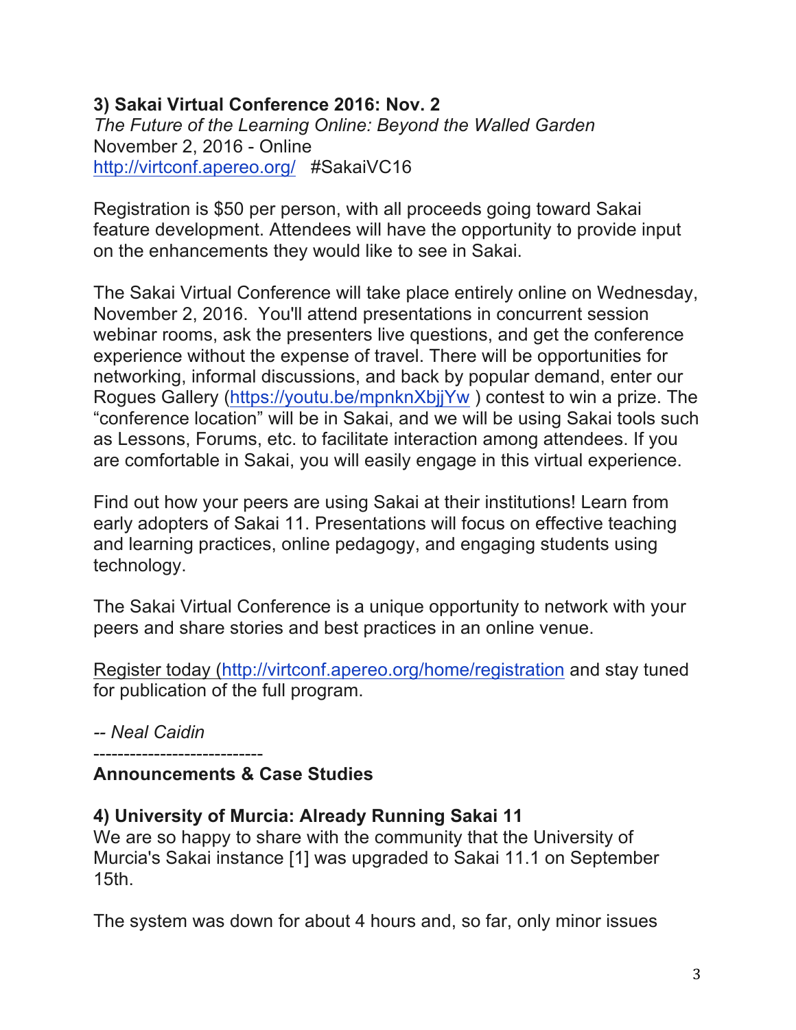### 3) Sakai Virtual Conference 2016: Nov. 2

*The Future of the Learning Online: Beyond the Walled Garden*
November 2, 2016 - Online
http://virtconf.apereo.org/ #SakaiVC16

Registration is $50 per person, with all proceeds going toward Sakai feature development. Attendees will have the opportunity to provide input on the enhancements they would like to see in Sakai.

The Sakai Virtual Conference will take place entirely online on Wednesday, November 2, 2016. You'll attend presentations in concurrent session webinar rooms, ask the presenters live questions, and get the conference experience without the expense of travel. There will be opportunities for networking, informal discussions, and back by popular demand, enter our Rogues Gallery (https://youtu.be/mpnknXbjjYw ) contest to win a prize. The "conference location" will be in Sakai, and we will be using Sakai tools such as Lessons, Forums, etc. to facilitate interaction among attendees. If you are comfortable in Sakai, you will easily engage in this virtual experience.

Find out how your peers are using Sakai at their institutions! Learn from early adopters of Sakai 11. Presentations will focus on effective teaching and learning practices, online pedagogy, and engaging students using technology.

The Sakai Virtual Conference is a unique opportunity to network with your peers and share stories and best practices in an online venue.

Register today (http://virtconf.apereo.org/home/registration and stay tuned for publication of the full program.

*-- Neal Caidin*

----------------------------

## Announcements & Case Studies

### 4) University of Murcia: Already Running Sakai 11

We are so happy to share with the community that the University of Murcia's Sakai instance [1] was upgraded to Sakai 11.1 on September 15th.

The system was down for about 4 hours and, so far, only minor issues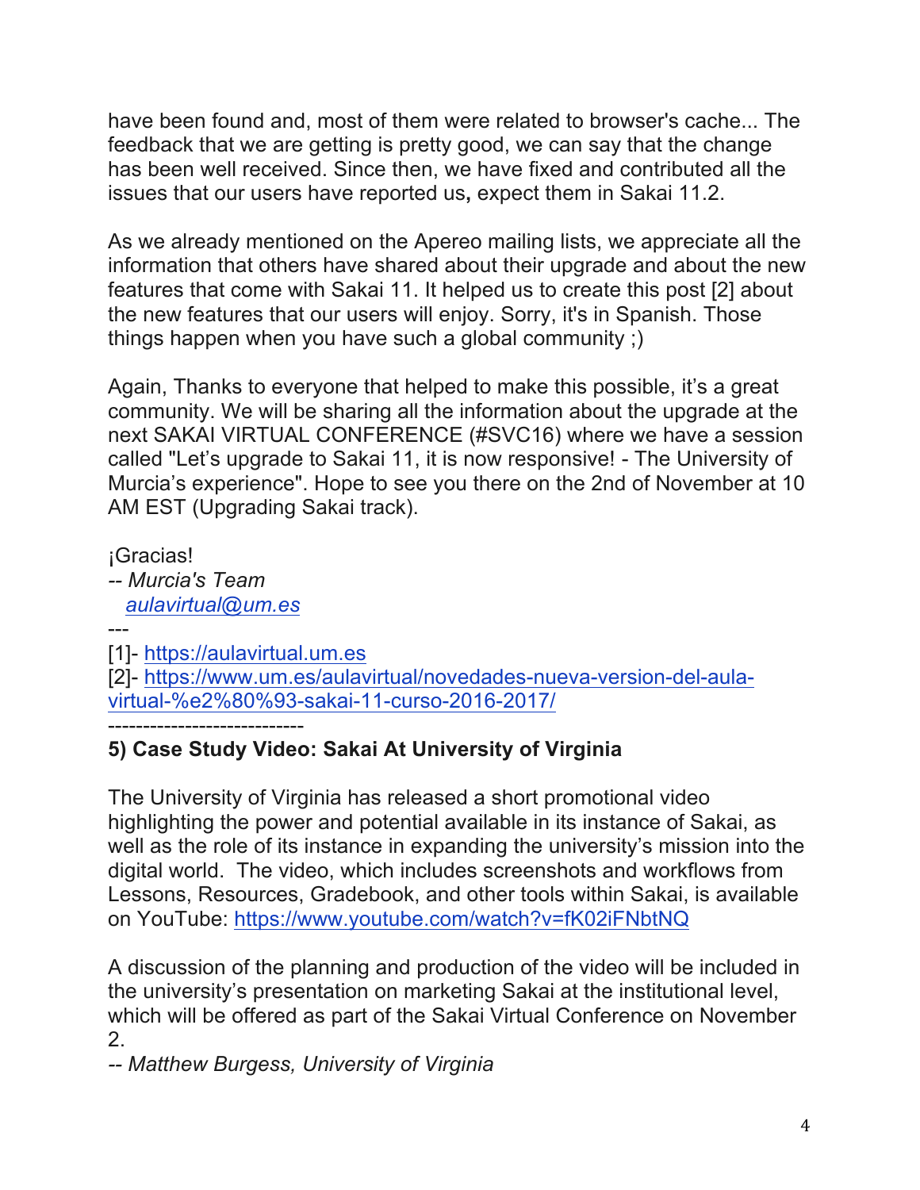have been found and, most of them were related to browser's cache... The feedback that we are getting is pretty good, we can say that the change has been well received. Since then, we have fixed and contributed all the issues that our users have reported us**,** expect them in Sakai 11.2.

As we already mentioned on the Apereo mailing lists, we appreciate all the information that others have shared about their upgrade and about the new features that come with Sakai 11. It helped us to create this post [2] about the new features that our users will enjoy. Sorry, it's in Spanish. Those things happen when you have such a global community ;)

Again, Thanks to everyone that helped to make this possible, it's a great community. We will be sharing all the information about the upgrade at the next SAKAI VIRTUAL CONFERENCE (#SVC16) where we have a session called "Let's upgrade to Sakai 11, it is now responsive! - The University of Murcia's experience". Hope to see you there on the 2nd of November at 10 AM EST (Upgrading Sakai track).

¡Gracias!
-- *Murcia's Team*
*aulavirtual@um.es*

---

[1]- https://aulavirtual.um.es
[2]- https://www.um.es/aulavirtual/novedades-nueva-version-del-aula-virtual-%e2%80%93-sakai-11-curso-2016-2017/

----------------------------

**5) Case Study Video: Sakai At University of Virginia**

The University of Virginia has released a short promotional video highlighting the power and potential available in its instance of Sakai, as well as the role of its instance in expanding the university's mission into the digital world. The video, which includes screenshots and workflows from Lessons, Resources, Gradebook, and other tools within Sakai, is available on YouTube: https://www.youtube.com/watch?v=fK02iFNbtNQ

A discussion of the planning and production of the video will be included in the university's presentation on marketing Sakai at the institutional level, which will be offered as part of the Sakai Virtual Conference on November 2.
-- *Matthew Burgess, University of Virginia*